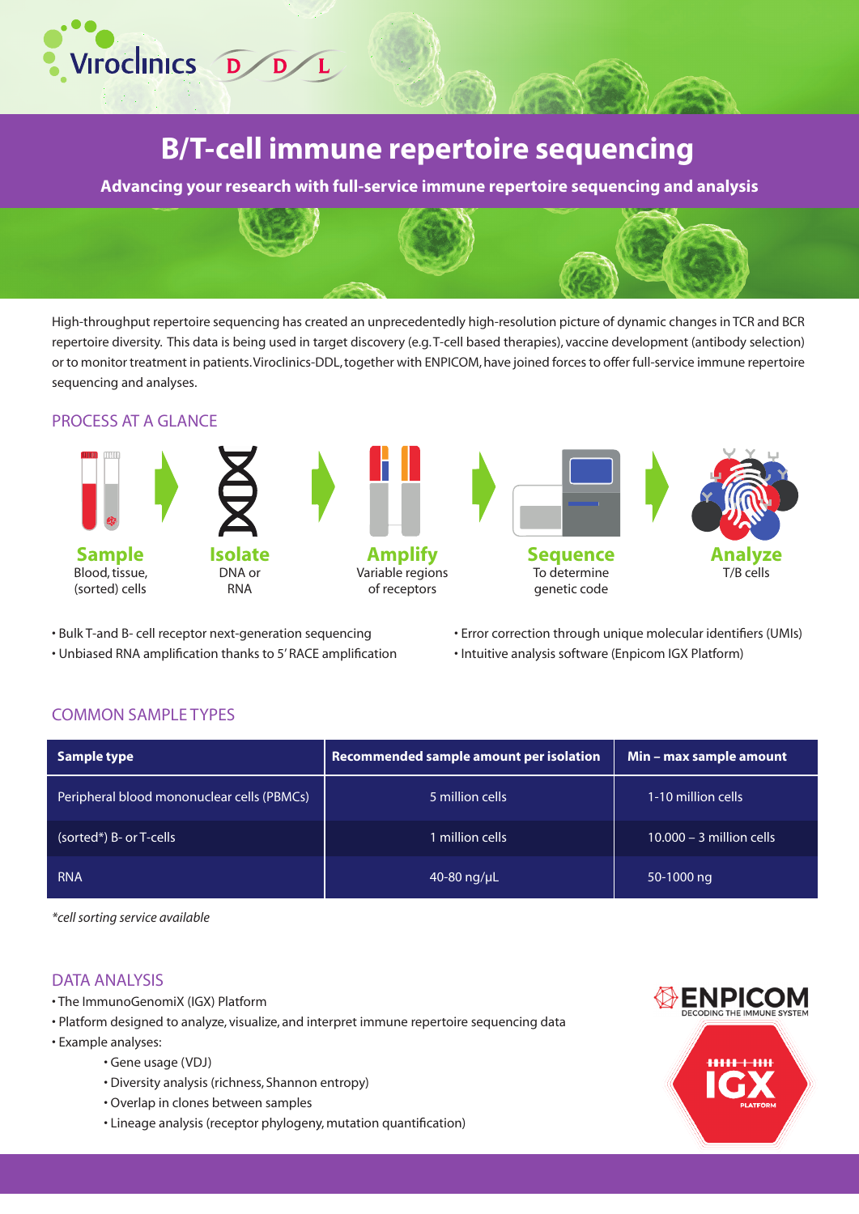Viroclinics DDL

# B/T-cell immune repertoire sequencing

**Advancing your research with full-service immune repertoire sequencing and analysis**

High-throughput repertoire sequencing has created an unprecedentedly high-resolution picture of dynamic changes in TCR and BCR repertoire diversity. This data is being used in target discovery (e.g. T-cell based therapies), vaccine development (antibody selection) or to monitor treatment in patients. Viroclinics-DDL, together with ENPICOM, have joined forces to offer full-service immune repertoire sequencing and analyses.

## PROCESS AT A GLANCE

**Sample**
Blood, tissue, (sorted) cells

**Isolate**
DNA or RNA

**Amplify**
Variable regions of receptors

**Sequence**
To determine genetic code

**Analyze**
T/B cells

- Bulk T-and B- cell receptor next-generation sequencing
- Unbiased RNA amplification thanks to 5' RACE amplification
- Error correction through unique molecular identifiers (UMIs)
- Intuitive analysis software (Enpicom IGX Platform)

## COMMON SAMPLE TYPES

| Sample type | Recommended sample amount per isolation | Min – max sample amount |
|---|---|---|
| Peripheral blood mononuclear cells (PBMCs) | 5 million cells | 1-10 million cells |
| (sorted*) B- or T-cells | 1 million cells | 10.000 – 3 million cells |
| RNA | 40-80 ng/µL | 50-1000 ng |

*\*cell sorting service available*

## DATA ANALYSIS

- The ImmunoGenomiX (IGX) Platform
- Platform designed to analyze, visualize, and interpret immune repertoire sequencing data
- Example analyses:
  - Gene usage (VDJ)
  - Diversity analysis (richness, Shannon entropy)
  - Overlap in clones between samples
  - Lineage analysis (receptor phylogeny, mutation quantification)

ENPICOM
DECODING THE IMMUNE SYSTEM

IGX PLATFORM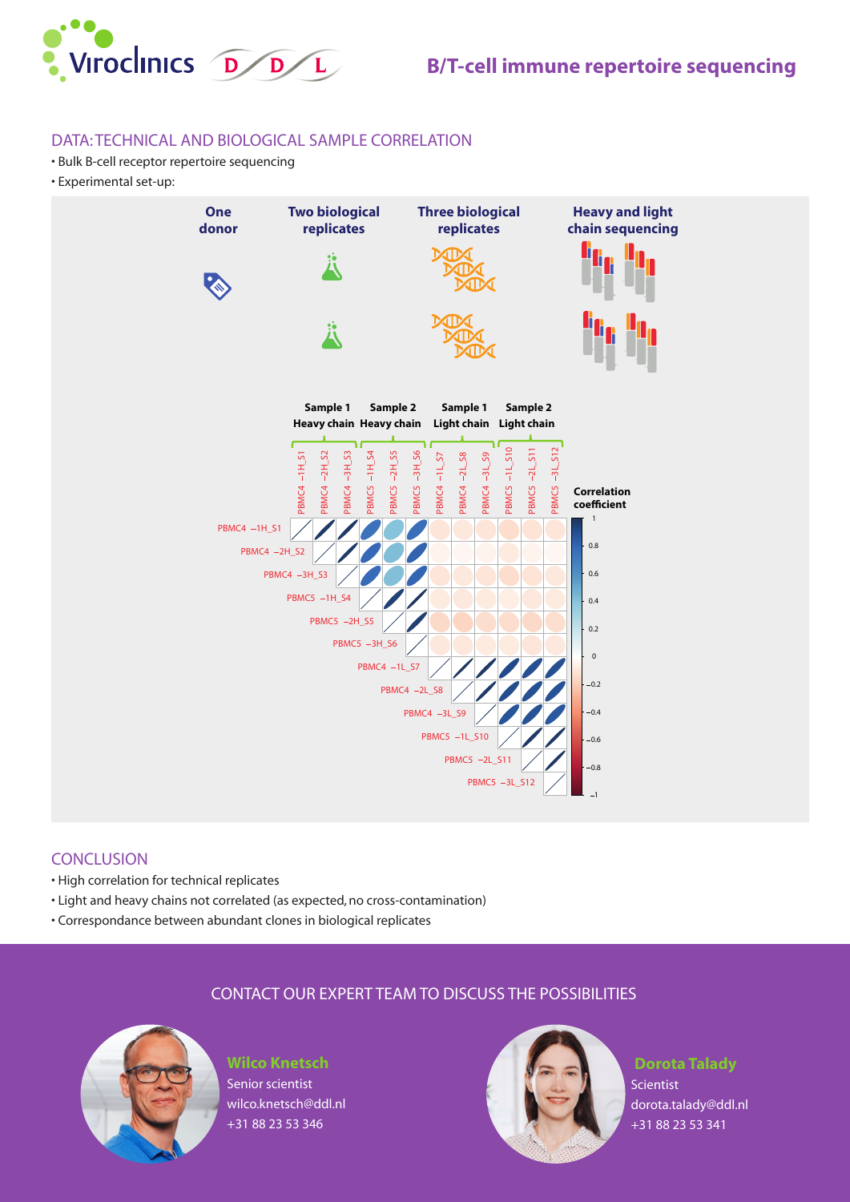B/T-cell immune repertoire sequencing

## DATA: TECHNICAL AND BIOLOGICAL SAMPLE CORRELATION

- Bulk B-cell receptor repertoire sequencing
- Experimental set-up:

One donor

Two biological replicates

Three biological replicates

Heavy and light chain sequencing

Sample 1 Heavy chain

Sample 2 Heavy chain

Sample 1 Light chain

Sample 2 Light chain

PBMC4 –1H_S1
PBMC4 –2H_S2
PBMC4 –3H_S3
PBMC5 –1H_S4
PBMC5 –2H_S5
PBMC5 –3H_S6
PBMC4 –1L_S7
PBMC4 –2L_S8
PBMC4 –3L_S9
PBMC5 –1L_S10
PBMC5 –2L_S11
PBMC5 –3L_S12

Correlation coefficient

1
0.8
0.6
0.4
0.2
0
−0.2
−0.4
−0.6
−0.8
−1

## CONCLUSION

- High correlation for technical replicates
- Light and heavy chains not correlated (as expected, no cross-contamination)
- Correspondance between abundant clones in biological replicates

## CONTACT OUR EXPERT TEAM TO DISCUSS THE POSSIBILITIES

**Wilco Knetsch**
Senior scientist
wilco.knetsch@ddl.nl
+31 88 23 53 346

**Dorota Talady**
Scientist
dorota.talady@ddl.nl
+31 88 23 53 341